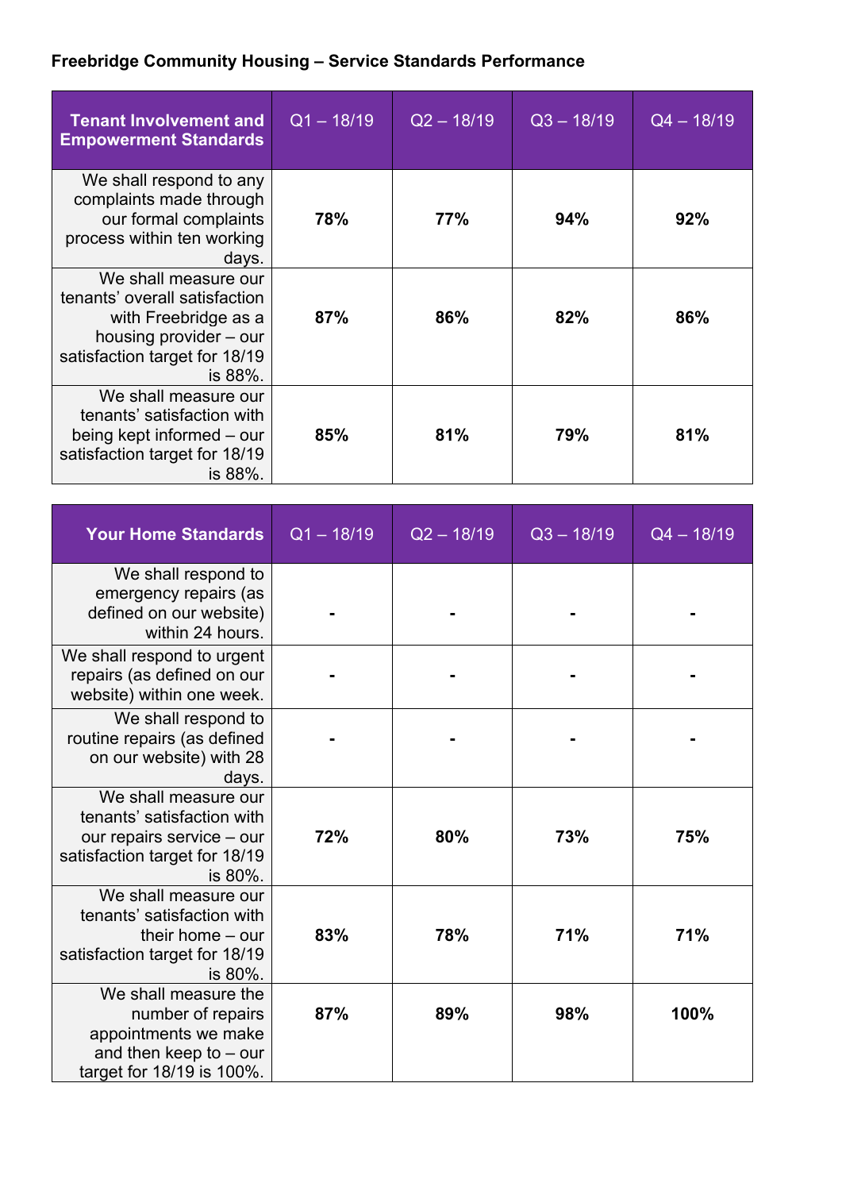# Freebridge Community Housing – Service Standards Performance

| Tenant Involvement and Empowerment Standards | Q1 – 18/19 | Q2 – 18/19 | Q3 – 18/19 | Q4 – 18/19 |
|---|---|---|---|---|
| We shall respond to any complaints made through our formal complaints process within ten working days. | **78%** | **77%** | **94%** | **92%** |
| We shall measure our tenants' overall satisfaction with Freebridge as a housing provider – our satisfaction target for 18/19 is 88%. | **87%** | **86%** | **82%** | **86%** |
| We shall measure our tenants' satisfaction with being kept informed – our satisfaction target for 18/19 is 88%. | **85%** | **81%** | **79%** | **81%** |

| Your Home Standards | Q1 – 18/19 | Q2 – 18/19 | Q3 – 18/19 | Q4 – 18/19 |
|---|---|---|---|---|
| We shall respond to emergency repairs (as defined on our website) within 24 hours. | **-** | **-** | **-** | **-** |
| We shall respond to urgent repairs (as defined on our website) within one week. | **-** | **-** | **-** | **-** |
| We shall respond to routine repairs (as defined on our website) with 28 days. | **-** | **-** | **-** | **-** |
| We shall measure our tenants' satisfaction with our repairs service – our satisfaction target for 18/19 is 80%. | **72%** | **80%** | **73%** | **75%** |
| We shall measure our tenants' satisfaction with their home – our satisfaction target for 18/19 is 80%. | **83%** | **78%** | **71%** | **71%** |
| We shall measure the number of repairs appointments we make and then keep to – our target for 18/19 is 100%. | **87%** | **89%** | **98%** | **100%** |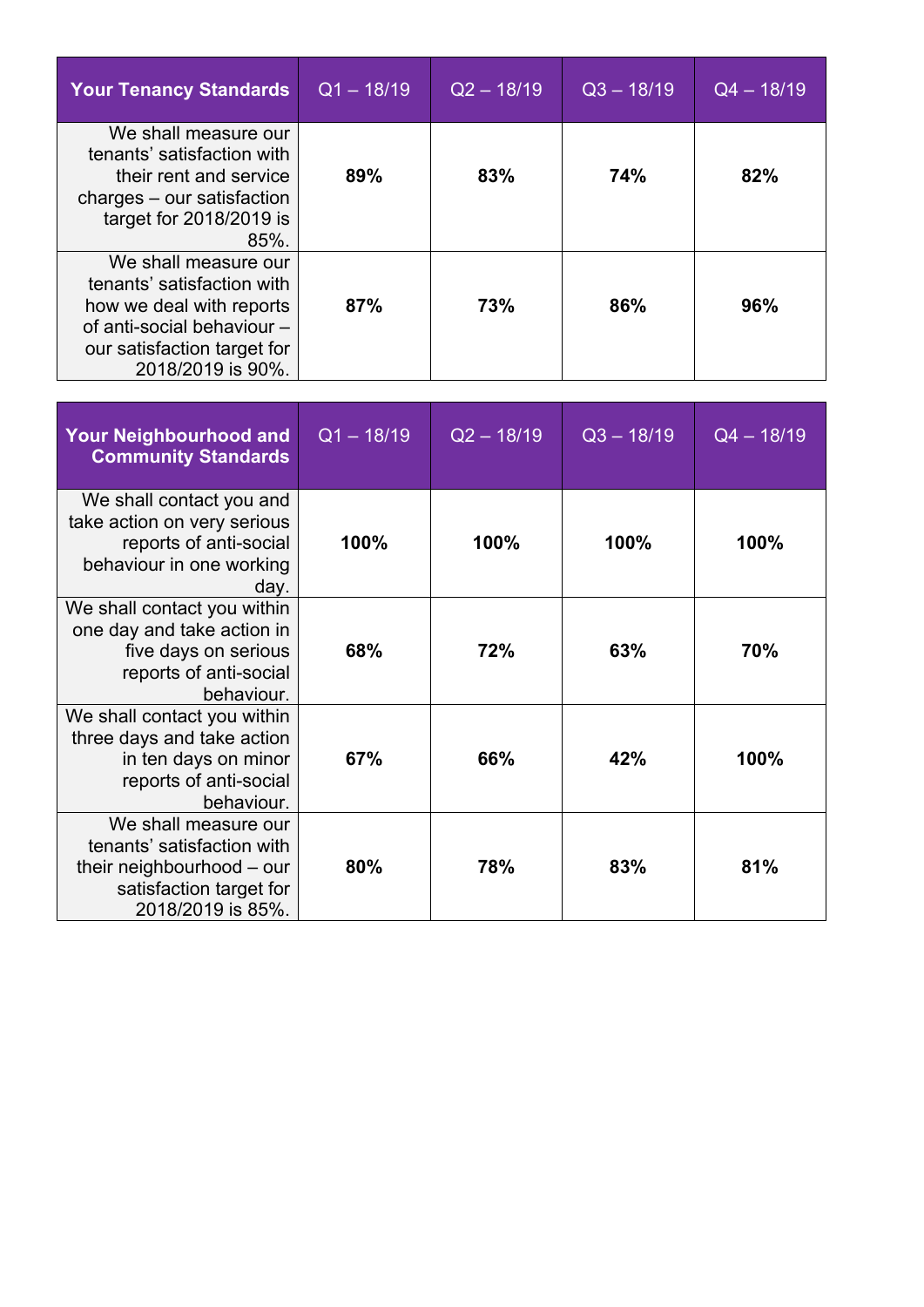| Your Tenancy Standards | Q1 – 18/19 | Q2 – 18/19 | Q3 – 18/19 | Q4 – 18/19 |
|---|---|---|---|---|
| We shall measure our tenants' satisfaction with their rent and service charges – our satisfaction target for 2018/2019 is 85%. | **89%** | **83%** | **74%** | **82%** |
| We shall measure our tenants' satisfaction with how we deal with reports of anti-social behaviour – our satisfaction target for 2018/2019 is 90%. | **87%** | **73%** | **86%** | **96%** |

| Your Neighbourhood and Community Standards | Q1 – 18/19 | Q2 – 18/19 | Q3 – 18/19 | Q4 – 18/19 |
|---|---|---|---|---|
| We shall contact you and take action on very serious reports of anti-social behaviour in one working day. | **100%** | **100%** | **100%** | **100%** |
| We shall contact you within one day and take action in five days on serious reports of anti-social behaviour. | **68%** | **72%** | **63%** | **70%** |
| We shall contact you within three days and take action in ten days on minor reports of anti-social behaviour. | **67%** | **66%** | **42%** | **100%** |
| We shall measure our tenants' satisfaction with their neighbourhood – our satisfaction target for 2018/2019 is 85%. | **80%** | **78%** | **83%** | **81%** |